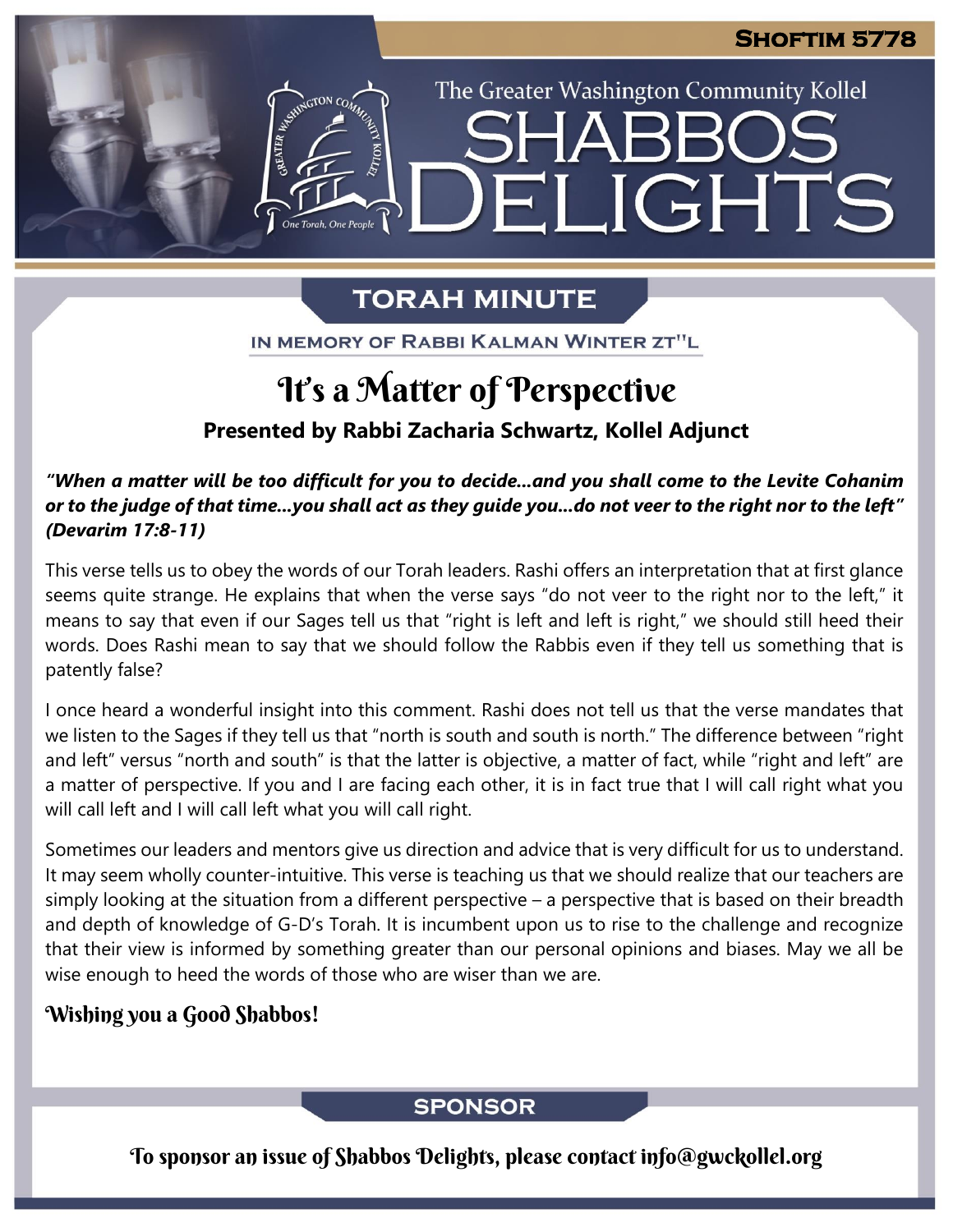Shoftim 5778

The Greater Washington Community Kollel

# SHABBOS DELIGHTS

## TORAH MINUTE

IN MEMORY OF RABBI KALMAN WINTER ZT"L

# It's a Matter of Perspective

**Presented by Rabbi Zacharia Schwartz, Kollel Adjunct**

***"When a matter will be too difficult for you to decide…and you shall come to the Levite Cohanim or to the judge of that time…you shall act as they guide you…do not veer to the right nor to the left" (Devarim 17:8-11)***

This verse tells us to obey the words of our Torah leaders. Rashi offers an interpretation that at first glance seems quite strange. He explains that when the verse says "do not veer to the right nor to the left," it means to say that even if our Sages tell us that "right is left and left is right," we should still heed their words. Does Rashi mean to say that we should follow the Rabbis even if they tell us something that is patently false?

I once heard a wonderful insight into this comment. Rashi does not tell us that the verse mandates that we listen to the Sages if they tell us that "north is south and south is north." The difference between "right and left" versus "north and south" is that the latter is objective, a matter of fact, while "right and left" are a matter of perspective. If you and I are facing each other, it is in fact true that I will call right what you will call left and I will call left what you will call right.

Sometimes our leaders and mentors give us direction and advice that is very difficult for us to understand. It may seem wholly counter-intuitive. This verse is teaching us that we should realize that our teachers are simply looking at the situation from a different perspective – a perspective that is based on their breadth and depth of knowledge of G-D's Torah. It is incumbent upon us to rise to the challenge and recognize that their view is informed by something greater than our personal opinions and biases. May we all be wise enough to heed the words of those who are wiser than we are.

**Wishing you a Good Shabbos!**

## SPONSOR

To sponsor an issue of Shabbos Delights, please contact info@gwckollel.org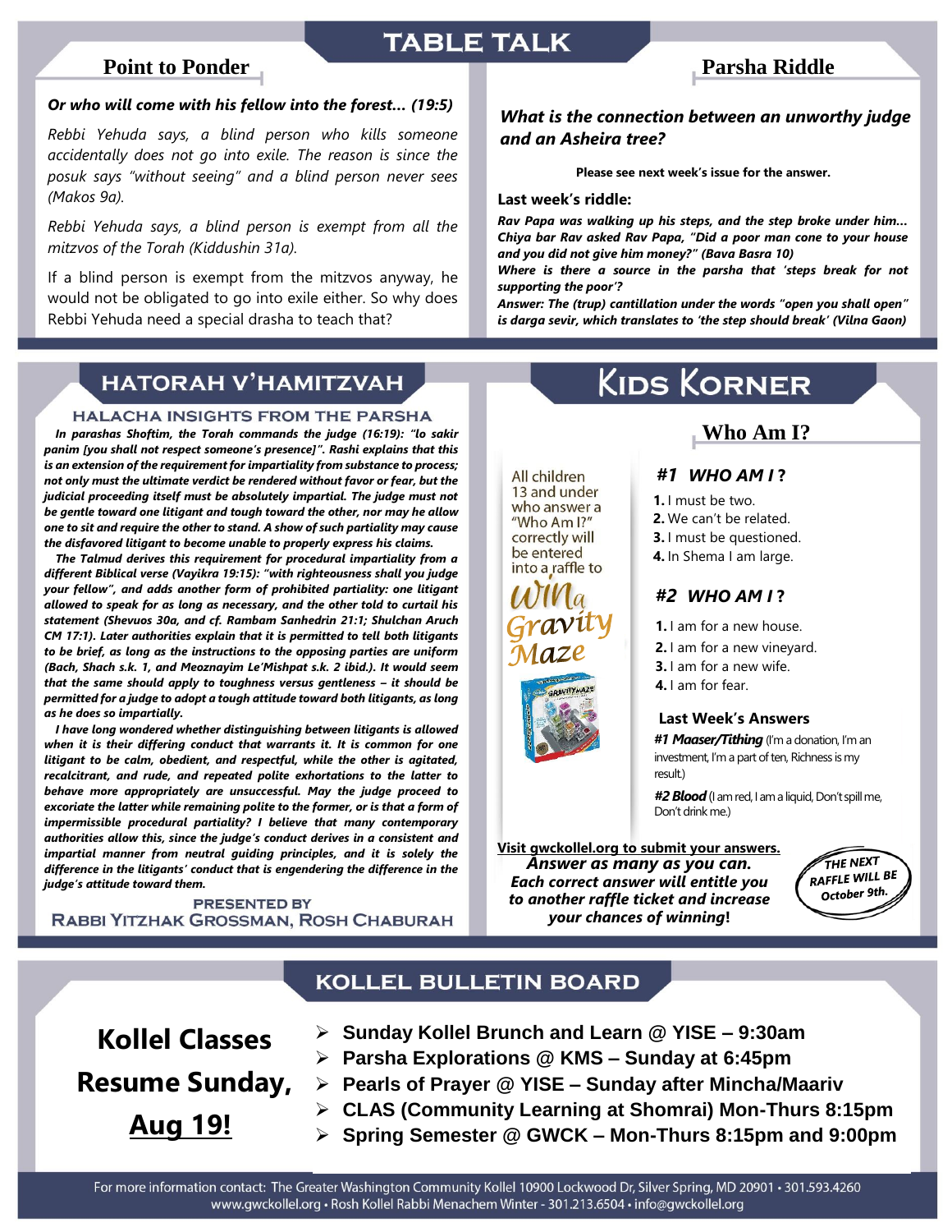# TABLE TALK

## Point to Ponder

***Or who will come with his fellow into the forest... (19:5)***

*Rebbi Yehuda says, a blind person who kills someone accidentally does not go into exile. The reason is since the posuk says "without seeing" and a blind person never sees (Makos 9a).*

*Rebbi Yehuda says, a blind person is exempt from all the mitzvos of the Torah (Kiddushin 31a).*

If a blind person is exempt from the mitzvos anyway, he would not be obligated to go into exile either. So why does Rebbi Yehuda need a special drasha to teach that?

## Parsha Riddle

***What is the connection between an unworthy judge and an Asheira tree?***

**Please see next week's issue for the answer.**

**Last week's riddle:**

***Rav Papa was walking up his steps, and the step broke under him... Chiya bar Rav asked Rav Papa, "Did a poor man cone to your house and you did not give him money?" (Bava Basra 10)***

***Where is there a source in the parsha that 'steps break for not supporting the poor'?***

***Answer: The (trup) cantillation under the words "open you shall open" is darga sevir, which translates to 'the step should break' (Vilna Gaon)***

# HATORAH V'HAMITZVAH

## HALACHA INSIGHTS FROM THE PARSHA

***In parashas Shoftim, the Torah commands the judge (16:19): "lo sakir panim [you shall not respect someone's presence]". Rashi explains that this is an extension of the requirement for impartiality from substance to process; not only must the ultimate verdict be rendered without favor or fear, but the judicial proceeding itself must be absolutely impartial. The judge must not be gentle toward one litigant and tough toward the other, nor may he allow one to sit and require the other to stand. A show of such partiality may cause the disfavored litigant to become unable to properly express his claims.***

***The Talmud derives this requirement for procedural impartiality from a different Biblical verse (Vayikra 19:15): "with righteousness shall you judge your fellow", and adds another form of prohibited partiality: one litigant allowed to speak for as long as necessary, and the other told to curtail his statement (Shevuos 30a, and cf. Rambam Sanhedrin 21:1; Shulchan Aruch CM 17:1). Later authorities explain that it is permitted to tell both litigants to be brief, as long as the instructions to the opposing parties are uniform (Bach, Shach s.k. 1, and Meoznayim Le'Mishpat s.k. 2 ibid.). It would seem that the same should apply to toughness versus gentleness – it should be permitted for a judge to adopt a tough attitude toward both litigants, as long as he does so impartially.***

***I have long wondered whether distinguishing between litigants is allowed when it is their differing conduct that warrants it. It is common for one litigant to be calm, obedient, and respectful, while the other is agitated, recalcitrant, and rude, and repeated polite exhortations to the latter to behave more appropriately are unsuccessful. May the judge proceed to excoriate the latter while remaining polite to the former, or is that a form of impermissible procedural partiality? I believe that many contemporary authorities allow this, since the judge's conduct derives in a consistent and impartial manner from neutral guiding principles, and it is solely the difference in the litigants' conduct that is engendering the difference in the judge's attitude toward them.***

PRESENTED BY
RABBI YITZHAK GROSSMAN, ROSH CHABURAH

# KIDS KORNER

## Who Am I?

All children 13 and under who answer a "Who Am I?" correctly will be entered into a raffle to Win a Gravity Maze

### #1 WHO AM I?

1. I must be two.
2. We can't be related.
3. I must be questioned.
4. In Shema I am large.

### #2 WHO AM I?

1. I am for a new house.
2. I am for a new vineyard.
3. I am for a new wife.
4. I am for fear.

### Last Week's Answers

***#1 Maaser/Tithing*** (I'm a donation, I'm an investment, I'm a part of ten, Richness is my result)

***#2 Blood*** (I am red, I am a liquid, Don't spill me, Don't drink me.)

**Visit gwckollel.org to submit your answers.**
***Answer as many as you can. Each correct answer will entitle you to another raffle ticket and increase your chances of winning!***

**THE NEXT RAFFLE WILL BE October 9th.**

# KOLLEL BULLETIN BOARD

**Kollel Classes Resume Sunday, Aug 19!**

- **Sunday Kollel Brunch and Learn @ YISE – 9:30am**
- **Parsha Explorations @ KMS – Sunday at 6:45pm**
- **Pearls of Prayer @ YISE – Sunday after Mincha/Maariv**
- **CLAS (Community Learning at Shomrai) Mon-Thurs 8:15pm**
- **Spring Semester @ GWCK – Mon-Thurs 8:15pm and 9:00pm**

For more information contact: The Greater Washington Community Kollel 10900 Lockwood Dr, Silver Spring, MD 20901 • 301.593.4260
www.gwckollel.org • Rosh Kollel Rabbi Menachem Winter - 301.213.6504 • info@gwckollel.org